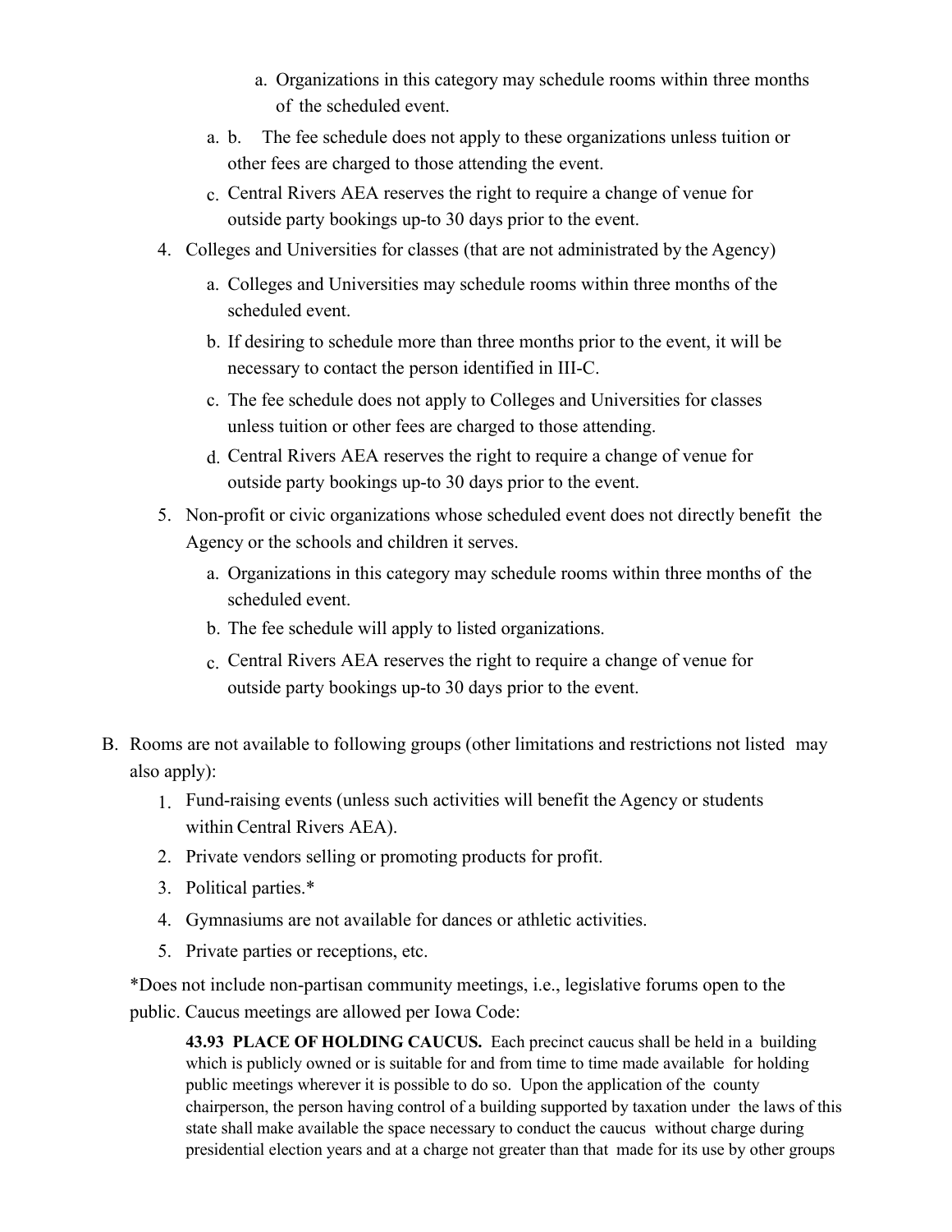a. Organizations in this category may schedule rooms within three months of the scheduled event.

a. b. The fee schedule does not apply to these organizations unless tuition or other fees are charged to those attending the event.

c. Central Rivers AEA reserves the right to require a change of venue for outside party bookings up-to 30 days prior to the event.

4. Colleges and Universities for classes (that are not administrated by the Agency)
   a. Colleges and Universities may schedule rooms within three months of the scheduled event.
   b. If desiring to schedule more than three months prior to the event, it will be necessary to contact the person identified in III-C.
   c. The fee schedule does not apply to Colleges and Universities for classes unless tuition or other fees are charged to those attending.
   d. Central Rivers AEA reserves the right to require a change of venue for outside party bookings up-to 30 days prior to the event.
5. Non-profit or civic organizations whose scheduled event does not directly benefit the Agency or the schools and children it serves.
   a. Organizations in this category may schedule rooms within three months of the scheduled event.
   b. The fee schedule will apply to listed organizations.
   c. Central Rivers AEA reserves the right to require a change of venue for outside party bookings up-to 30 days prior to the event.

B. Rooms are not available to following groups (other limitations and restrictions not listed may also apply):
   1. Fund-raising events (unless such activities will benefit the Agency or students within Central Rivers AEA).
   2. Private vendors selling or promoting products for profit.
   3. Political parties.*
   4. Gymnasiums are not available for dances or athletic activities.
   5. Private parties or receptions, etc.

*Does not include non-partisan community meetings, i.e., legislative forums open to the public. Caucus meetings are allowed per Iowa Code:

> **43.93 PLACE OF HOLDING CAUCUS.** Each precinct caucus shall be held in a building which is publicly owned or is suitable for and from time to time made available for holding public meetings wherever it is possible to do so. Upon the application of the county chairperson, the person having control of a building supported by taxation under the laws of this state shall make available the space necessary to conduct the caucus without charge during presidential election years and at a charge not greater than that made for its use by other groups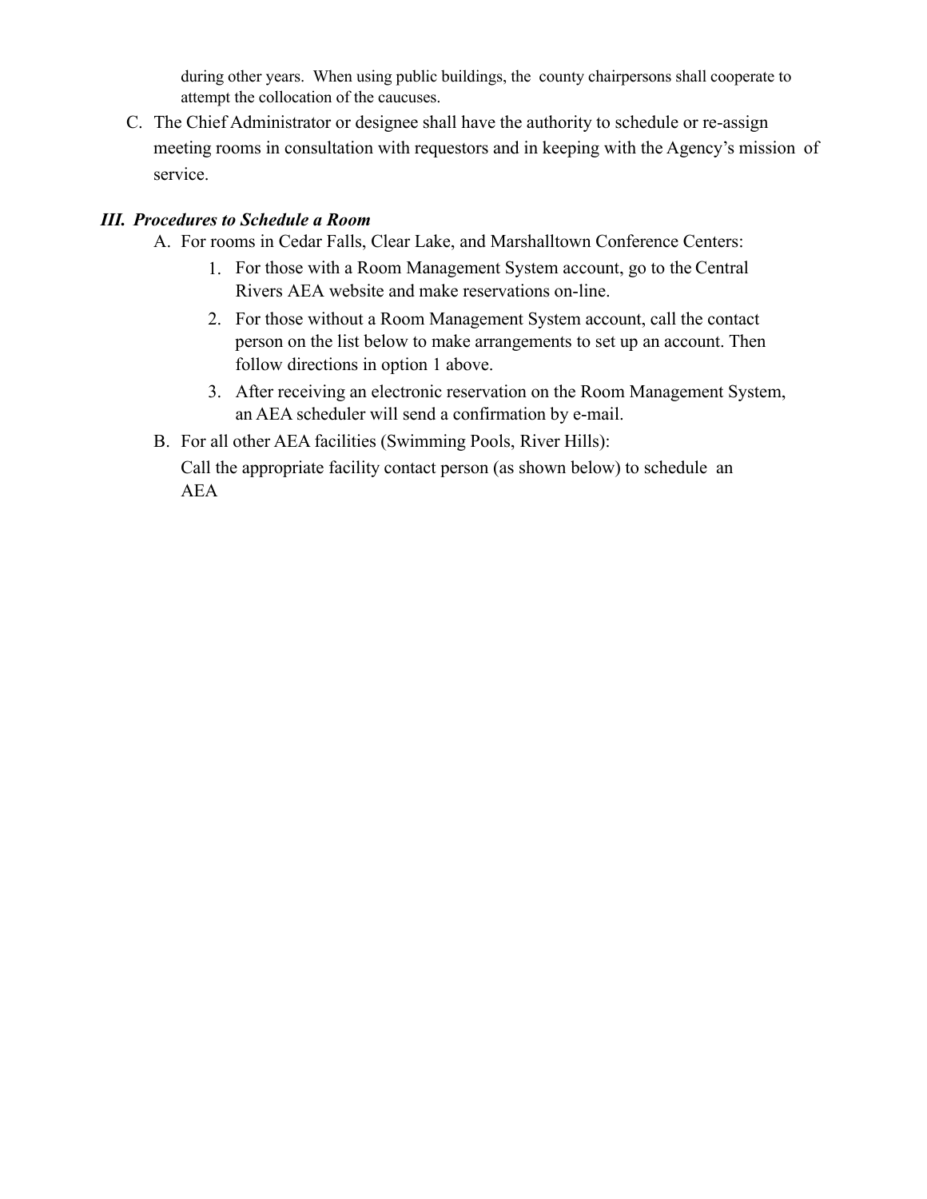during other years. When using public buildings, the county chairpersons shall cooperate to attempt the collocation of the caucuses.

C. The Chief Administrator or designee shall have the authority to schedule or re-assign meeting rooms in consultation with requestors and in keeping with the Agency's mission of service.

### *III. Procedures to Schedule a Room*

A. For rooms in Cedar Falls, Clear Lake, and Marshalltown Conference Centers:

1. For those with a Room Management System account, go to the Central Rivers AEA website and make reservations on-line.
2. For those without a Room Management System account, call the contact person on the list below to make arrangements to set up an account. Then follow directions in option 1 above.
3. After receiving an electronic reservation on the Room Management System, an AEA scheduler will send a confirmation by e-mail.

B. For all other AEA facilities (Swimming Pools, River Hills):

Call the appropriate facility contact person (as shown below) to schedule an AEA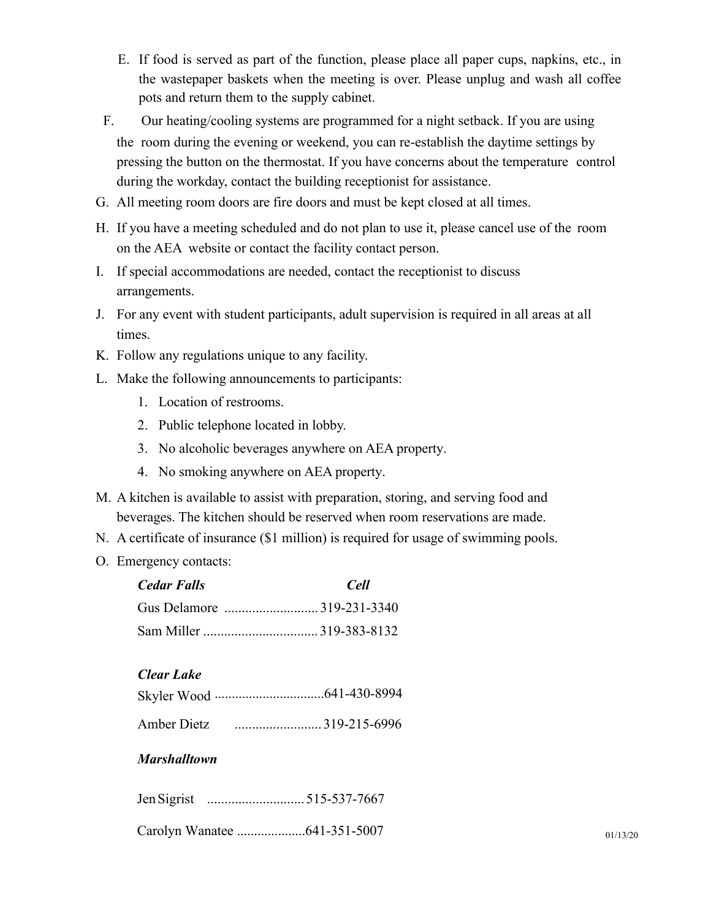E. If food is served as part of the function, please place all paper cups, napkins, etc., in the wastepaper baskets when the meeting is over. Please unplug and wash all coffee pots and return them to the supply cabinet.

F. Our heating/cooling systems are programmed for a night setback. If you are using the room during the evening or weekend, you can re-establish the daytime settings by pressing the button on the thermostat. If you have concerns about the temperature control during the workday, contact the building receptionist for assistance.

G. All meeting room doors are fire doors and must be kept closed at all times.

H. If you have a meeting scheduled and do not plan to use it, please cancel use of the room on the AEA website or contact the facility contact person.

I. If special accommodations are needed, contact the receptionist to discuss arrangements.

J. For any event with student participants, adult supervision is required in all areas at all times.

K. Follow any regulations unique to any facility.

L. Make the following announcements to participants:

   1. Location of restrooms.
   2. Public telephone located in lobby.
   3. No alcoholic beverages anywhere on AEA property.
   4. No smoking anywhere on AEA property.

M. A kitchen is available to assist with preparation, storing, and serving food and beverages. The kitchen should be reserved when room reservations are made.

N. A certificate of insurance ($1 million) is required for usage of swimming pools.

O. Emergency contacts:

   ***Cedar Falls*** — ***Cell***

   Gus Delamore ........................... 319-231-3340

   Sam Miller ................................. 319-383-8132

   ***Clear Lake***

   Skyler Wood ................................641-430-8994

   Amber Dietz ......................... 319-215-6996

   ***Marshalltown***

   Jen Sigrist ............................ 515-537-7667

   Carolyn Wanatee ....................641-351-5007

01/13/20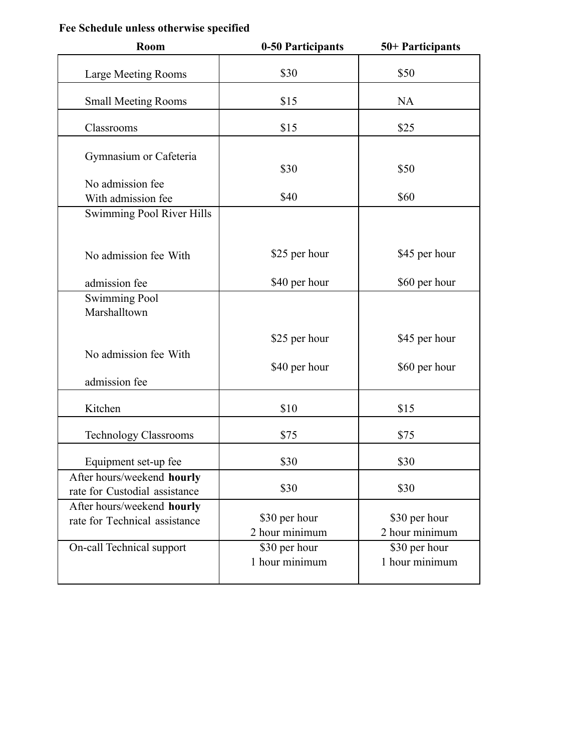**Fee Schedule unless otherwise specified**

| Room | 0-50 Participants | 50+ Participants |
|---|---|---|
| Large Meeting Rooms | $30 | $50 |
| Small Meeting Rooms | $15 | NA |
| Classrooms | $15 | $25 |
| Gymnasium or Cafeteria<br><br>No admission fee<br>With admission fee | <br><br>$30<br><br>$40 | <br><br>$50<br><br>$60 |
| Swimming Pool River Hills<br><br>No admission fee With<br><br>admission fee | <br><br>$25 per hour<br><br>$40 per hour | <br><br>$45 per hour<br><br>$60 per hour |
| Swimming Pool Marshalltown<br><br>No admission fee With<br><br>admission fee | <br><br>$25 per hour<br><br>$40 per hour | <br><br>$45 per hour<br><br>$60 per hour |
| Kitchen | $10 | $15 |
| Technology Classrooms | $75 | $75 |
| Equipment set-up fee | $30 | $30 |
| After hours/weekend **hourly** rate for Custodial assistance | $30 | $30 |
| After hours/weekend **hourly** rate for Technical assistance | $30 per hour<br>2 hour minimum | $30 per hour<br>2 hour minimum |
| On-call Technical support | $30 per hour<br>1 hour minimum | $30 per hour<br>1 hour minimum |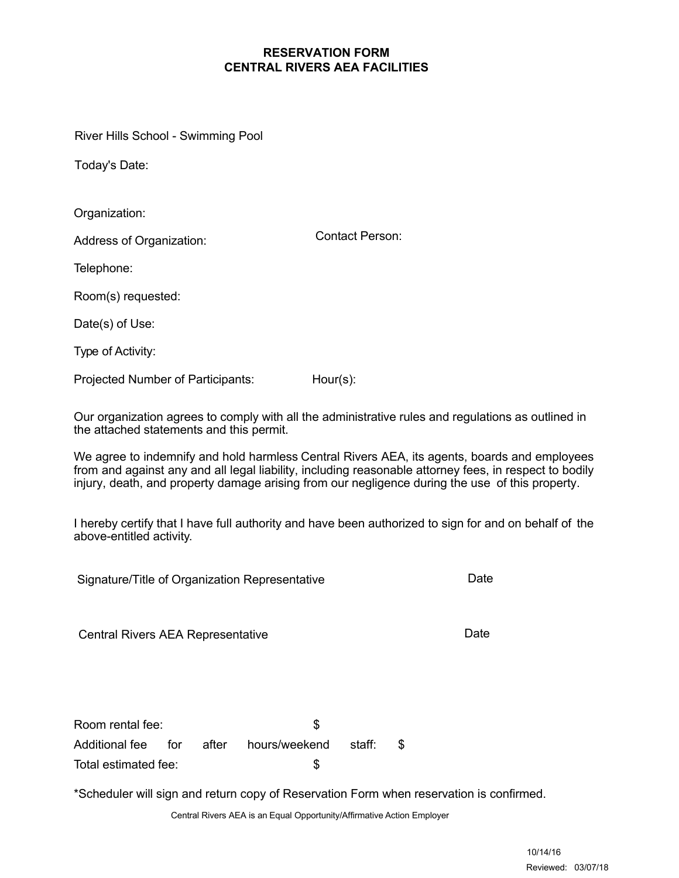# RESERVATION FORM
# CENTRAL RIVERS AEA FACILITIES

River Hills School - Swimming Pool

Today's Date:

Organization:

Address of Organization:

Contact Person:

Telephone:

Room(s) requested:

Date(s) of Use:

Type of Activity:

Projected Number of Participants:

Hour(s):

Our organization agrees to comply with all the administrative rules and regulations as outlined in the attached statements and this permit.

We agree to indemnify and hold harmless Central Rivers AEA, its agents, boards and employees from and against any and all legal liability, including reasonable attorney fees, in respect to bodily injury, death, and property damage arising from our negligence during the use of this property.

I hereby certify that I have full authority and have been authorized to sign for and on behalf of the above-entitled activity.

Signature/Title of Organization Representative — Date

Central Rivers AEA Representative — Date

Room rental fee: $

Additional fee for after hours/weekend staff: $

Total estimated fee: $

*Scheduler will sign and return copy of Reservation Form when reservation is confirmed.

Central Rivers AEA is an Equal Opportunity/Affirmative Action Employer

10/14/16

Reviewed: 03/07/18